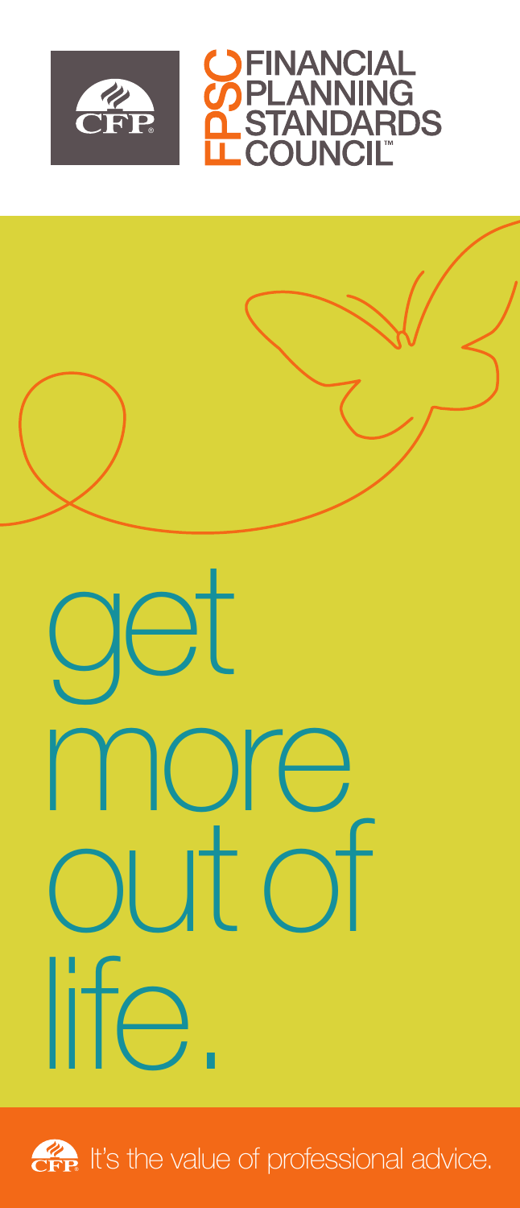CFP

FINANCIAL PLANNING STANDARDS COUNCIL™

# get more out of life.

It's the value of professional advice.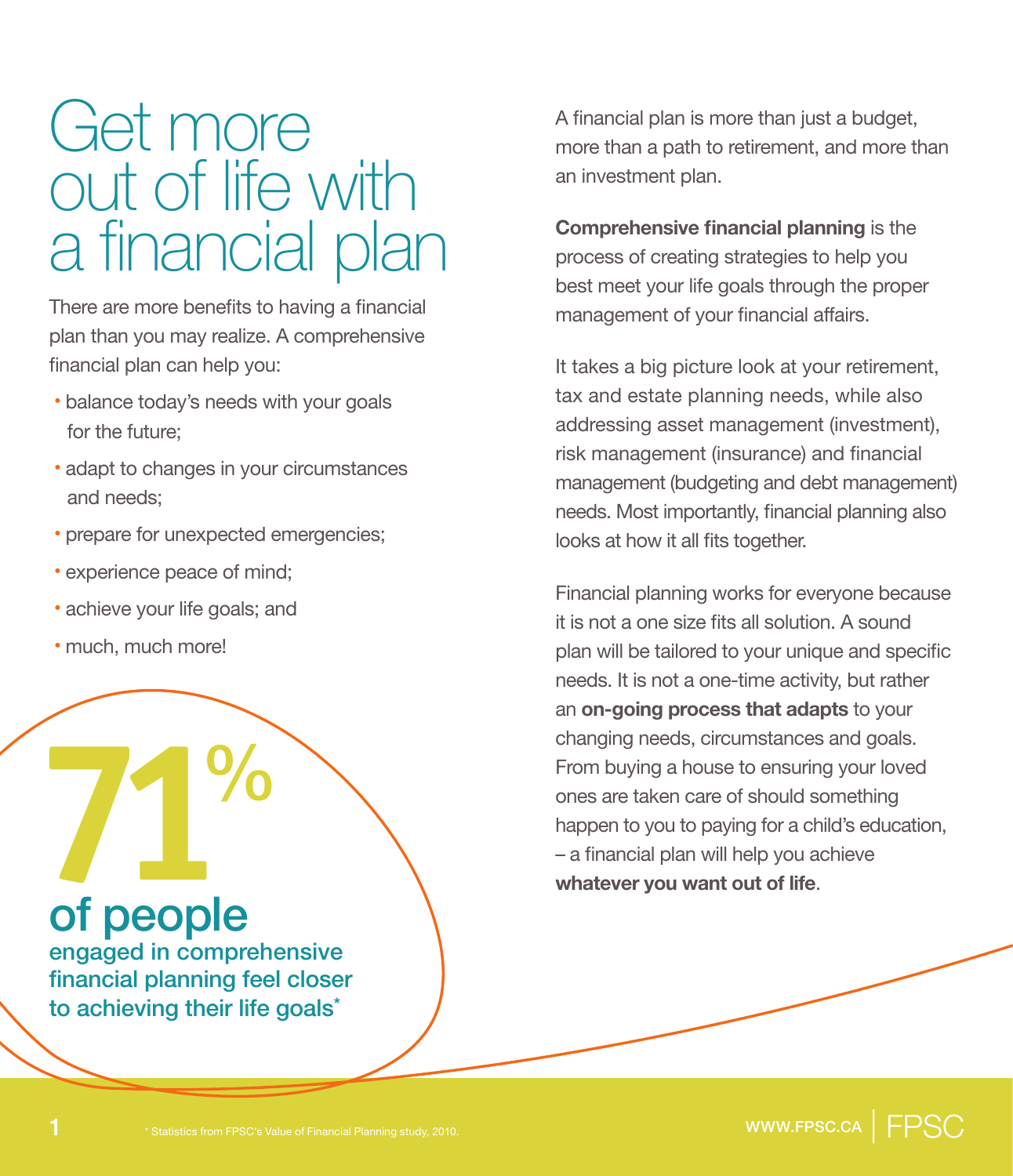# Get more out of life with a financial plan

There are more benefits to having a financial plan than you may realize. A comprehensive financial plan can help you:

- balance today's needs with your goals for the future;
- adapt to changes in your circumstances and needs;
- prepare for unexpected emergencies;
- experience peace of mind;
- achieve your life goals; and
- much, much more!

**71%**

**of people** engaged in comprehensive financial planning feel closer to achieving their life goals*

A financial plan is more than just a budget, more than a path to retirement, and more than an investment plan.

**Comprehensive financial planning** is the process of creating strategies to help you best meet your life goals through the proper management of your financial affairs.

It takes a big picture look at your retirement, tax and estate planning needs, while also addressing asset management (investment), risk management (insurance) and financial management (budgeting and debt management) needs. Most importantly, financial planning also looks at how it all fits together.

Financial planning works for everyone because it is not a one size fits all solution. A sound plan will be tailored to your unique and specific needs. It is not a one-time activity, but rather an **on-going process that adapts** to your changing needs, circumstances and goals. From buying a house to ensuring your loved ones are taken care of should something happen to you to paying for a child's education, – a financial plan will help you achieve **whatever you want out of life**.

* Statistics from FPSC's Value of Financial Planning study, 2010.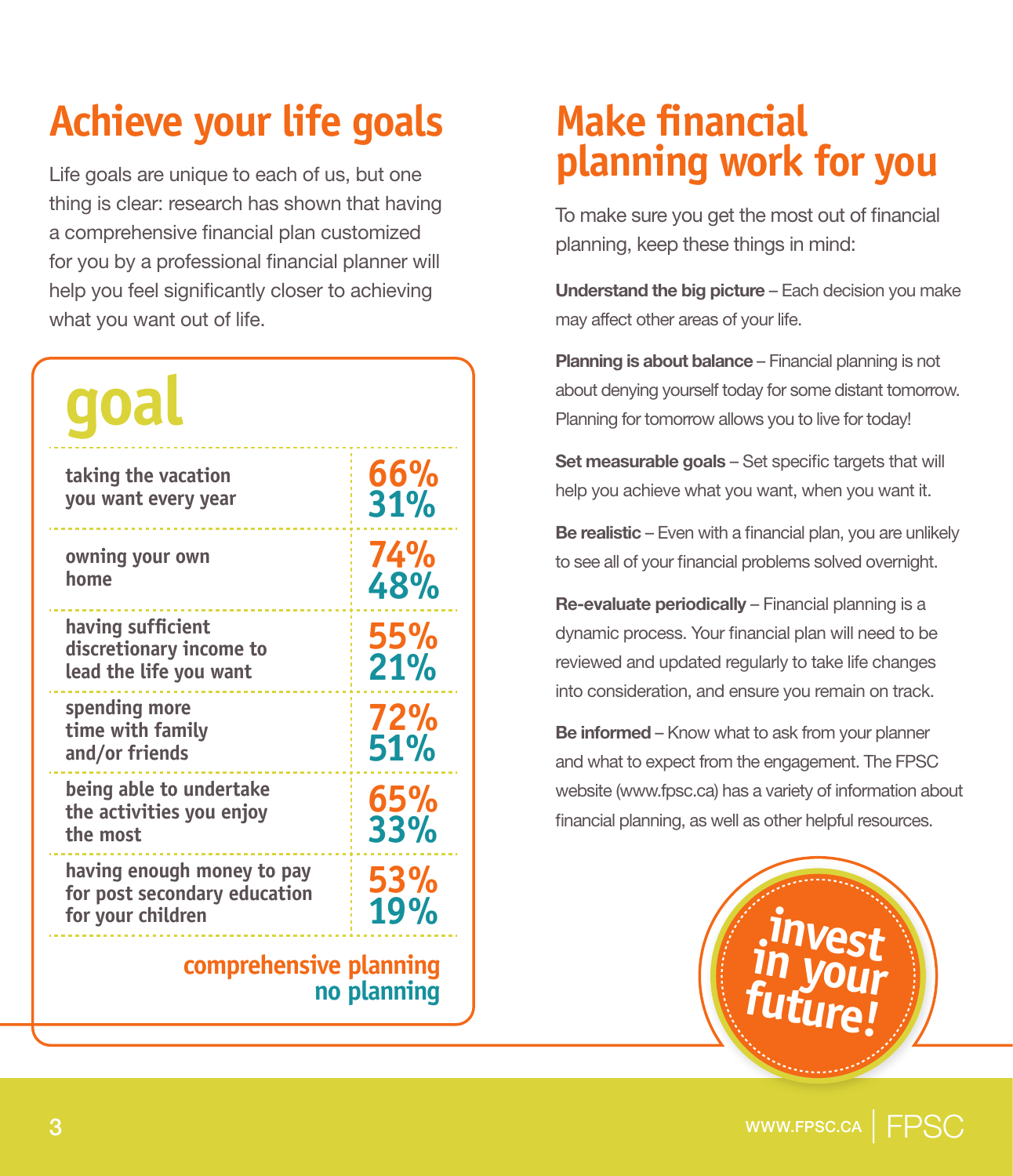# Achieve your life goals

Life goals are unique to each of us, but one thing is clear: research has shown that having a comprehensive financial plan customized for you by a professional financial planner will help you feel significantly closer to achieving what you want out of life.

| goal | comprehensive planning | no planning |
|---|---|---|
| taking the vacation you want every year | 66% | 31% |
| owning your own home | 74% | 48% |
| having sufficient discretionary income to lead the life you want | 55% | 21% |
| spending more time with family and/or friends | 72% | 51% |
| being able to undertake the activities you enjoy the most | 65% | 33% |
| having enough money to pay for post secondary education for your children | 53% | 19% |

# Make financial planning work for you

To make sure you get the most out of financial planning, keep these things in mind:

**Understand the big picture** – Each decision you make may affect other areas of your life.

**Planning is about balance** – Financial planning is not about denying yourself today for some distant tomorrow. Planning for tomorrow allows you to live for today!

**Set measurable goals** – Set specific targets that will help you achieve what you want, when you want it.

**Be realistic** – Even with a financial plan, you are unlikely to see all of your financial problems solved overnight.

**Re-evaluate periodically** – Financial planning is a dynamic process. Your financial plan will need to be reviewed and updated regularly to take life changes into consideration, and ensure you remain on track.

**Be informed** – Know what to ask from your planner and what to expect from the engagement. The FPSC website (www.fpsc.ca) has a variety of information about financial planning, as well as other helpful resources.

invest in your future!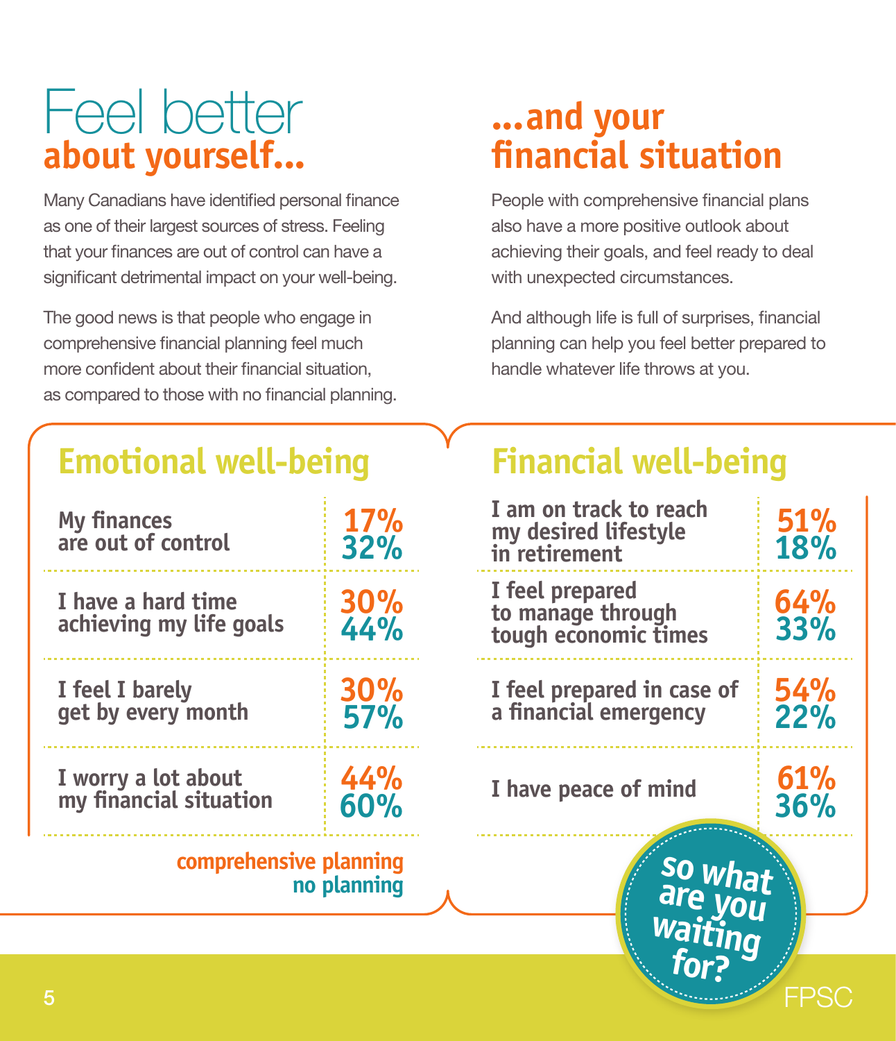# Feel better about yourself...

Many Canadians have identified personal finance as one of their largest sources of stress. Feeling that your finances are out of control can have a significant detrimental impact on your well-being.

The good news is that people who engage in comprehensive financial planning feel much more confident about their financial situation, as compared to those with no financial planning.

# ...and your financial situation

People with comprehensive financial plans also have a more positive outlook about achieving their goals, and feel ready to deal with unexpected circumstances.

And although life is full of surprises, financial planning can help you feel better prepared to handle whatever life throws at you.

## Emotional well-being

| Statement | Comprehensive planning | No planning |
|---|---|---|
| My finances are out of control | 17% | 32% |
| I have a hard time achieving my life goals | 30% | 44% |
| I feel I barely get by every month | 30% | 57% |
| I worry a lot about my financial situation | 44% | 60% |

## Financial well-being

| Statement | Comprehensive planning | No planning |
|---|---|---|
| I am on track to reach my desired lifestyle in retirement | 51% | 18% |
| I feel prepared to manage through tough economic times | 64% | 33% |
| I feel prepared in case of a financial emergency | 54% | 22% |
| I have peace of mind | 61% | 36% |

**so what are you waiting for?**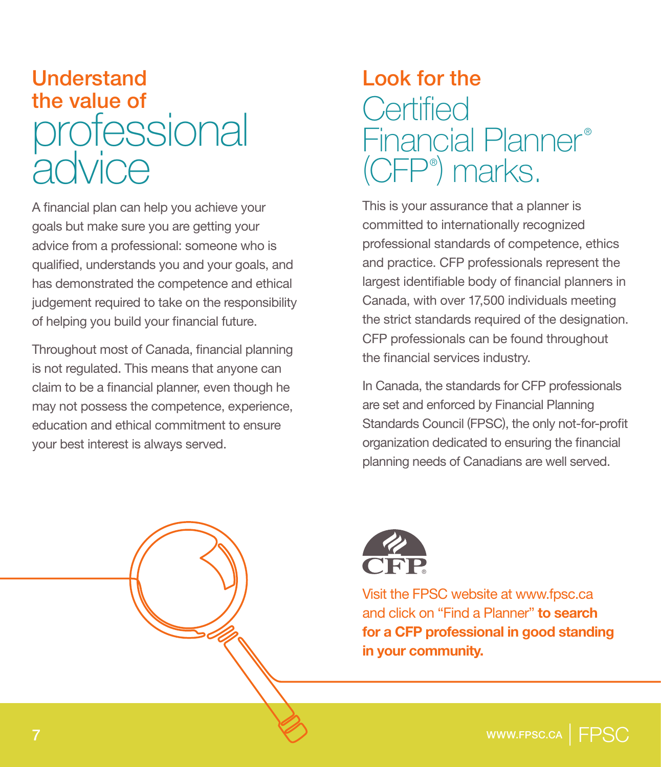## Understand the value of professional advice

A financial plan can help you achieve your goals but make sure you are getting your advice from a professional: someone who is qualified, understands you and your goals, and has demonstrated the competence and ethical judgement required to take on the responsibility of helping you build your financial future.

Throughout most of Canada, financial planning is not regulated. This means that anyone can claim to be a financial planner, even though he may not possess the competence, experience, education and ethical commitment to ensure your best interest is always served.

## Look for the Certified Financial Planner® (CFP®) marks.

This is your assurance that a planner is committed to internationally recognized professional standards of competence, ethics and practice. CFP professionals represent the largest identifiable body of financial planners in Canada, with over 17,500 individuals meeting the strict standards required of the designation. CFP professionals can be found throughout the financial services industry.

In Canada, the standards for CFP professionals are set and enforced by Financial Planning Standards Council (FPSC), the only not-for-profit organization dedicated to ensuring the financial planning needs of Canadians are well served.

Visit the FPSC website at www.fpsc.ca and click on "Find a Planner" **to search for a CFP professional in good standing in your community.**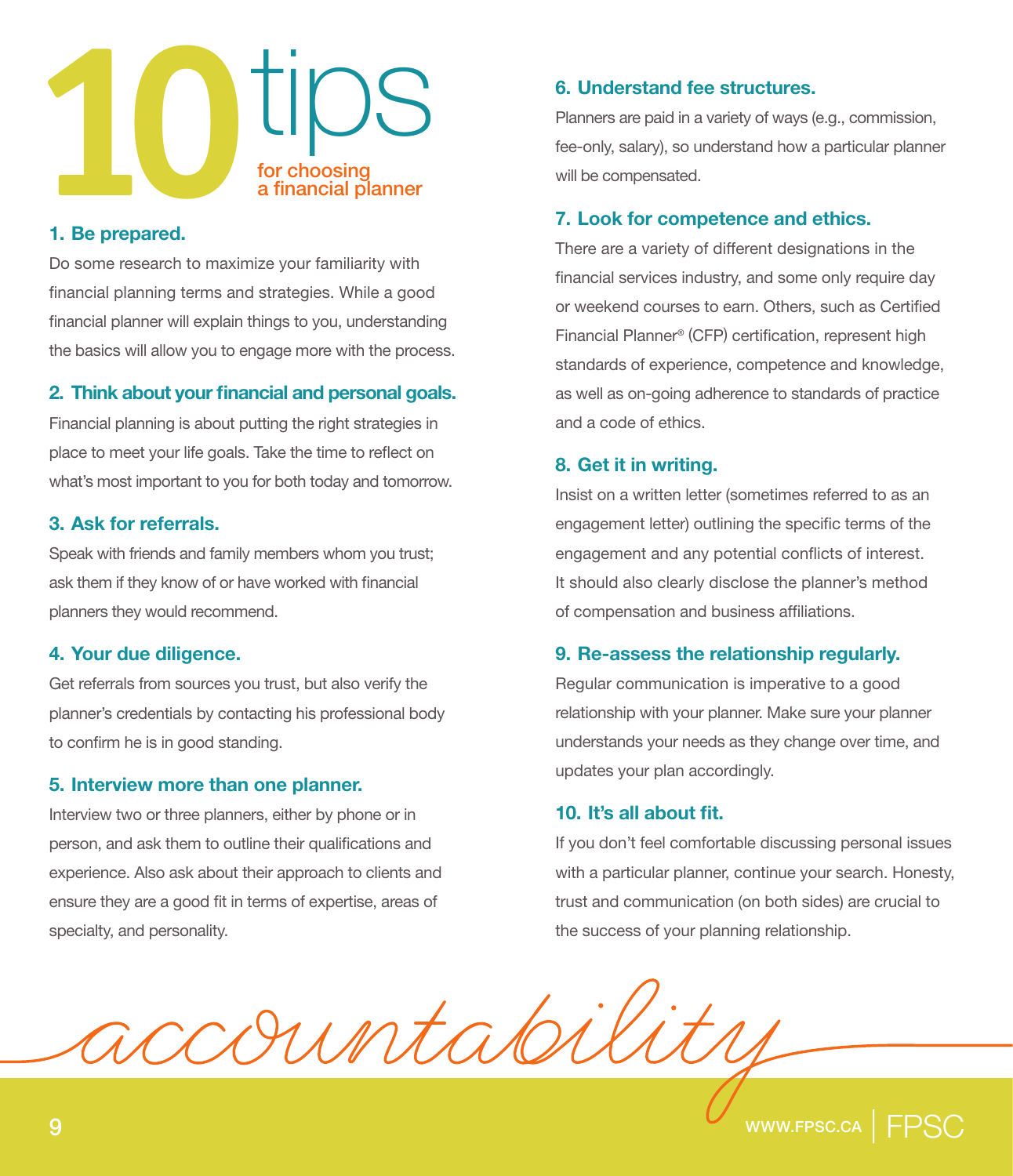# 10 tips for choosing a financial planner

### 1. Be prepared.

Do some research to maximize your familiarity with financial planning terms and strategies. While a good financial planner will explain things to you, understanding the basics will allow you to engage more with the process.

### 2. Think about your financial and personal goals.

Financial planning is about putting the right strategies in place to meet your life goals. Take the time to reflect on what's most important to you for both today and tomorrow.

### 3. Ask for referrals.

Speak with friends and family members whom you trust; ask them if they know of or have worked with financial planners they would recommend.

### 4. Your due diligence.

Get referrals from sources you trust, but also verify the planner's credentials by contacting his professional body to confirm he is in good standing.

### 5. Interview more than one planner.

Interview two or three planners, either by phone or in person, and ask them to outline their qualifications and experience. Also ask about their approach to clients and ensure they are a good fit in terms of expertise, areas of specialty, and personality.

### 6. Understand fee structures.

Planners are paid in a variety of ways (e.g., commission, fee-only, salary), so understand how a particular planner will be compensated.

### 7. Look for competence and ethics.

There are a variety of different designations in the financial services industry, and some only require day or weekend courses to earn. Others, such as Certified Financial Planner® (CFP) certification, represent high standards of experience, competence and knowledge, as well as on-going adherence to standards of practice and a code of ethics.

### 8. Get it in writing.

Insist on a written letter (sometimes referred to as an engagement letter) outlining the specific terms of the engagement and any potential conflicts of interest. It should also clearly disclose the planner's method of compensation and business affiliations.

### 9. Re-assess the relationship regularly.

Regular communication is imperative to a good relationship with your planner. Make sure your planner understands your needs as they change over time, and updates your plan accordingly.

### 10. It's all about fit.

If you don't feel comfortable discussing personal issues with a particular planner, continue your search. Honesty, trust and communication (on both sides) are crucial to the success of your planning relationship.

*accountability*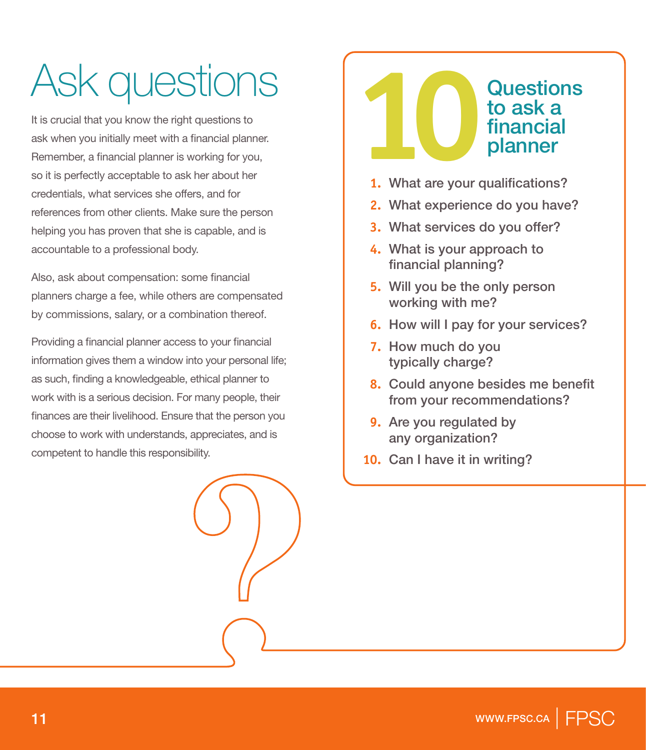# Ask questions

It is crucial that you know the right questions to ask when you initially meet with a financial planner. Remember, a financial planner is working for you, so it is perfectly acceptable to ask her about her credentials, what services she offers, and for references from other clients. Make sure the person helping you has proven that she is capable, and is accountable to a professional body.

Also, ask about compensation: some financial planners charge a fee, while others are compensated by commissions, salary, or a combination thereof.

Providing a financial planner access to your financial information gives them a window into your personal life; as such, finding a knowledgeable, ethical planner to work with is a serious decision. For many people, their finances are their livelihood. Ensure that the person you choose to work with understands, appreciates, and is competent to handle this responsibility.

## 10 Questions to ask a financial planner

1. What are your qualifications?
2. What experience do you have?
3. What services do you offer?
4. What is your approach to financial planning?
5. Will you be the only person working with me?
6. How will I pay for your services?
7. How much do you typically charge?
8. Could anyone besides me benefit from your recommendations?
9. Are you regulated by any organization?
10. Can I have it in writing?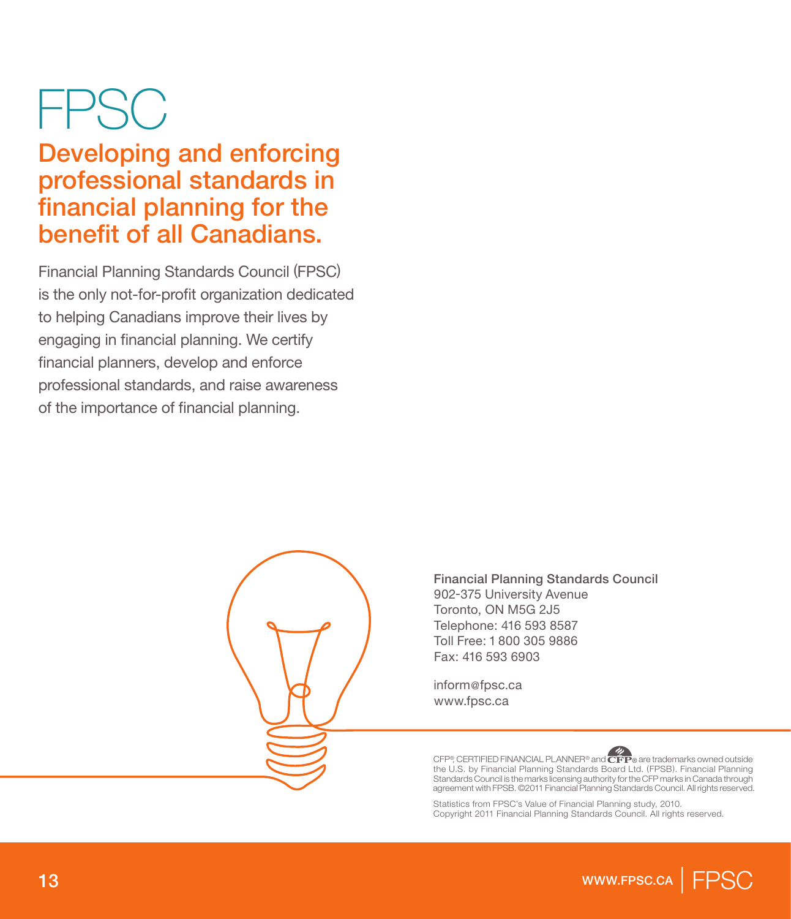# FPSC

## Developing and enforcing professional standards in financial planning for the benefit of all Canadians.

Financial Planning Standards Council (FPSC) is the only not-for-profit organization dedicated to helping Canadians improve their lives by engaging in financial planning. We certify financial planners, develop and enforce professional standards, and raise awareness of the importance of financial planning.

**Financial Planning Standards Council**
902-375 University Avenue
Toronto, ON M5G 2J5
Telephone: 416 593 8587
Toll Free: 1 800 305 9886
Fax: 416 593 6903

inform@fpsc.ca
www.fpsc.ca

CFP®, CERTIFIED FINANCIAL PLANNER® and CFP® are trademarks owned outside the U.S. by Financial Planning Standards Board Ltd. (FPSB). Financial Planning Standards Council is the marks licensing authority for the CFP marks in Canada through agreement with FPSB. ©2011 Financial Planning Standards Council. All rights reserved.

Statistics from FPSC's Value of Financial Planning study, 2010.
Copyright 2011 Financial Planning Standards Council. All rights reserved.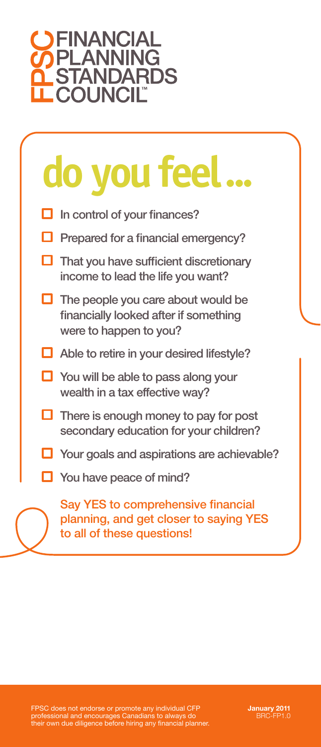FINANCIAL PLANNING STANDARDS COUNCIL™

# do you feel...

- In control of your finances?
- Prepared for a financial emergency?
- That you have sufficient discretionary income to lead the life you want?
- The people you care about would be financially looked after if something were to happen to you?
- Able to retire in your desired lifestyle?
- You will be able to pass along your wealth in a tax effective way?
- There is enough money to pay for post secondary education for your children?
- Your goals and aspirations are achievable?
- You have peace of mind?

**Say YES to comprehensive financial planning, and get closer to saying YES to all of these questions!**

FPSC does not endorse or promote any individual CFP professional and encourages Canadians to always do their own due diligence before hiring any financial planner.

**January 2011**
BRC-FP1.0